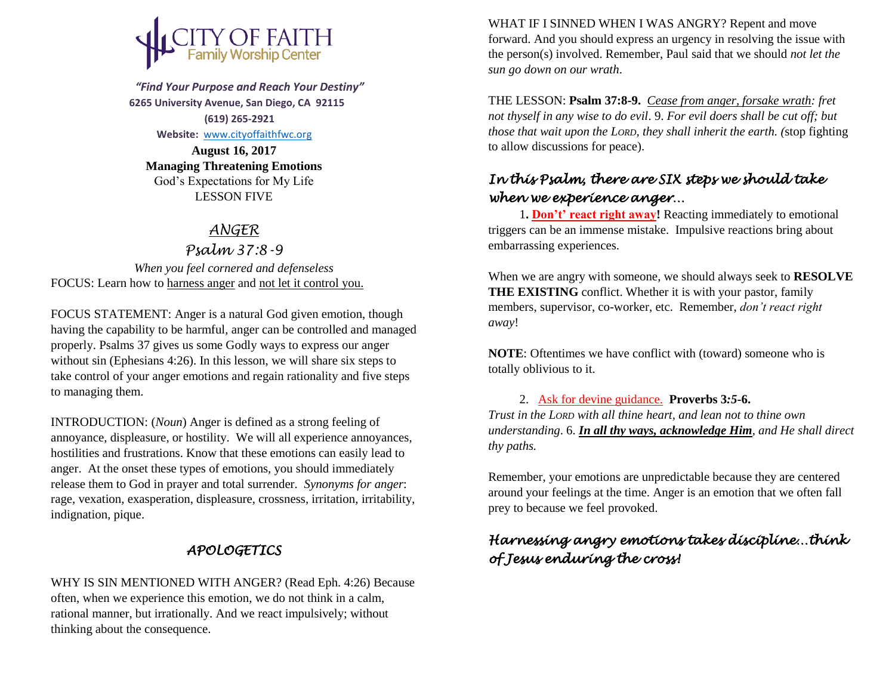# CITY OF FAITH
## Family Worship Center

***"Find Your Purpose and Reach Your Destiny"***

**6265 University Avenue, San Diego, CA 92115**

**(619) 265-2921**

**Website:** www.cityoffaithfwc.org

**August 16, 2017**

**Managing Threatening Emotions**

God's Expectations for My Life

LESSON FIVE

## *ANGER*

## *Psalm 37:8-9*

*When you feel cornered and defenseless*

FOCUS: Learn how to harness anger and not let it control you.

FOCUS STATEMENT: Anger is a natural God given emotion, though having the capability to be harmful, anger can be controlled and managed properly. Psalms 37 gives us some Godly ways to express our anger without sin (Ephesians 4:26). In this lesson, we will share six steps to take control of your anger emotions and regain rationality and five steps to managing them.

INTRODUCTION: (*Noun*) Anger is defined as a strong feeling of annoyance, displeasure, or hostility. We will all experience annoyances, hostilities and frustrations. Know that these emotions can easily lead to anger. At the onset these types of emotions, you should immediately release them to God in prayer and total surrender. *Synonyms for anger*: rage, vexation, exasperation, displeasure, crossness, irritation, irritability, indignation, pique.

## *APOLOGETICS*

WHY IS SIN MENTIONED WITH ANGER? (Read Eph. 4:26) Because often, when we experience this emotion, we do not think in a calm, rational manner, but irrationally. And we react impulsively; without thinking about the consequence.

WHAT IF I SINNED WHEN I WAS ANGRY? Repent and move forward. And you should express an urgency in resolving the issue with the person(s) involved. Remember, Paul said that we should *not let the sun go down on our wrath*.

THE LESSON: **Psalm 37:8-9.** *Cease from anger, forsake wrath: fret not thyself in any wise to do evil*. 9. *For evil doers shall be cut off; but those that wait upon the LORD, they shall inherit the earth. (*stop fighting to allow discussions for peace).

### *In this Psalm, there are SIX steps we should take when we experience anger…*

1. **Don't' react right away!** Reacting immediately to emotional triggers can be an immense mistake. Impulsive reactions bring about embarrassing experiences.

When we are angry with someone, we should always seek to **RESOLVE THE EXISTING** conflict. Whether it is with your pastor, family members, supervisor, co-worker, etc. Remember, *don't react right away*!

**NOTE**: Oftentimes we have conflict with (toward) someone who is totally oblivious to it.

2. Ask for devine guidance. **Proverbs 3:5-6.**

*Trust in the LORD with all thine heart, and lean not to thine own understanding*. 6. ***In all thy ways, acknowledge Him****, and He shall direct thy paths.*

Remember, your emotions are unpredictable because they are centered around your feelings at the time. Anger is an emotion that we often fall prey to because we feel provoked.

### *Harnessing angry emotions takes discipline…think of Jesus enduring the cross!*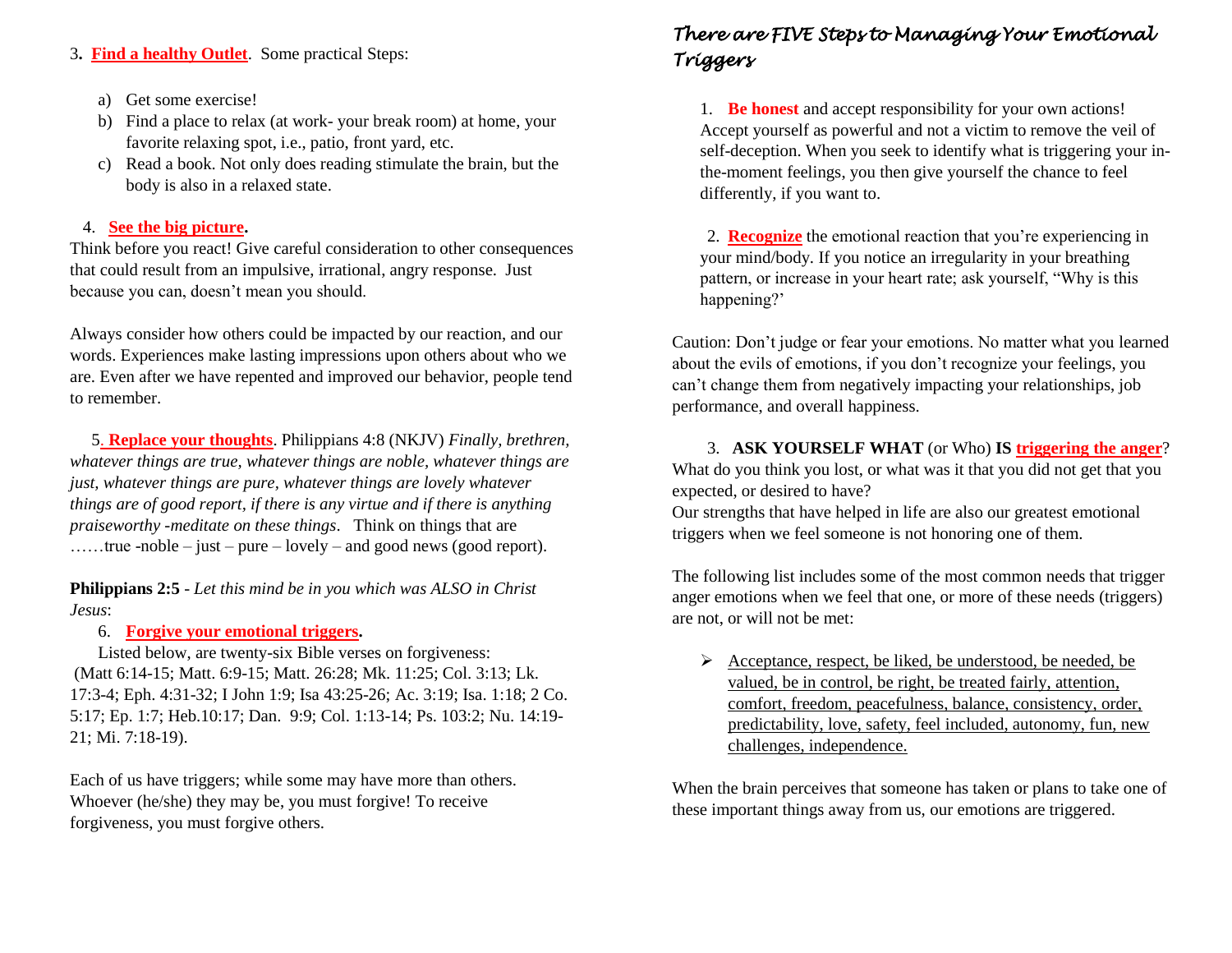3. **Find a healthy Outlet**. Some practical Steps:

a) Get some exercise!
b) Find a place to relax (at work- your break room) at home, your favorite relaxing spot, i.e., patio, front yard, etc.
c) Read a book. Not only does reading stimulate the brain, but the body is also in a relaxed state.

4. **See the big picture.**

Think before you react! Give careful consideration to other consequences that could result from an impulsive, irrational, angry response. Just because you can, doesn't mean you should.

Always consider how others could be impacted by our reaction, and our words. Experiences make lasting impressions upon others about who we are. Even after we have repented and improved our behavior, people tend to remember.

5. **Replace your thoughts**. Philippians 4:8 (NKJV) *Finally, brethren, whatever things are true, whatever things are noble, whatever things are just, whatever things are pure, whatever things are lovely whatever things are of good report, if there is any virtue and if there is anything praiseworthy -meditate on these things*. Think on things that are ……true -noble – just – pure – lovely – and good news (good report).

**Philippians 2:5** - *Let this mind be in you which was ALSO in Christ Jesus*:

6. **Forgive your emotional triggers.**

Listed below, are twenty-six Bible verses on forgiveness: (Matt 6:14-15; Matt. 6:9-15; Matt. 26:28; Mk. 11:25; Col. 3:13; Lk. 17:3-4; Eph. 4:31-32; I John 1:9; Isa 43:25-26; Ac. 3:19; Isa. 1:18; 2 Co. 5:17; Ep. 1:7; Heb.10:17; Dan. 9:9; Col. 1:13-14; Ps. 103:2; Nu. 14:19-21; Mi. 7:18-19).

Each of us have triggers; while some may have more than others. Whoever (he/she) they may be, you must forgive! To receive forgiveness, you must forgive others.

## *There are FIVE Steps to Managing Your Emotional Triggers*

1. **Be honest** and accept responsibility for your own actions! Accept yourself as powerful and not a victim to remove the veil of self-deception. When you seek to identify what is triggering your in-the-moment feelings, you then give yourself the chance to feel differently, if you want to.

2. **Recognize** the emotional reaction that you're experiencing in your mind/body. If you notice an irregularity in your breathing pattern, or increase in your heart rate; ask yourself, "Why is this happening?'

Caution: Don't judge or fear your emotions. No matter what you learned about the evils of emotions, if you don't recognize your feelings, you can't change them from negatively impacting your relationships, job performance, and overall happiness.

3. **ASK YOURSELF WHAT** (or Who) **IS triggering the anger**? What do you think you lost, or what was it that you did not get that you expected, or desired to have?

Our strengths that have helped in life are also our greatest emotional triggers when we feel someone is not honoring one of them.

The following list includes some of the most common needs that trigger anger emotions when we feel that one, or more of these needs (triggers) are not, or will not be met:

- Acceptance, respect, be liked, be understood, be needed, be valued, be in control, be right, be treated fairly, attention, comfort, freedom, peacefulness, balance, consistency, order, predictability, love, safety, feel included, autonomy, fun, new challenges, independence.

When the brain perceives that someone has taken or plans to take one of these important things away from us, our emotions are triggered.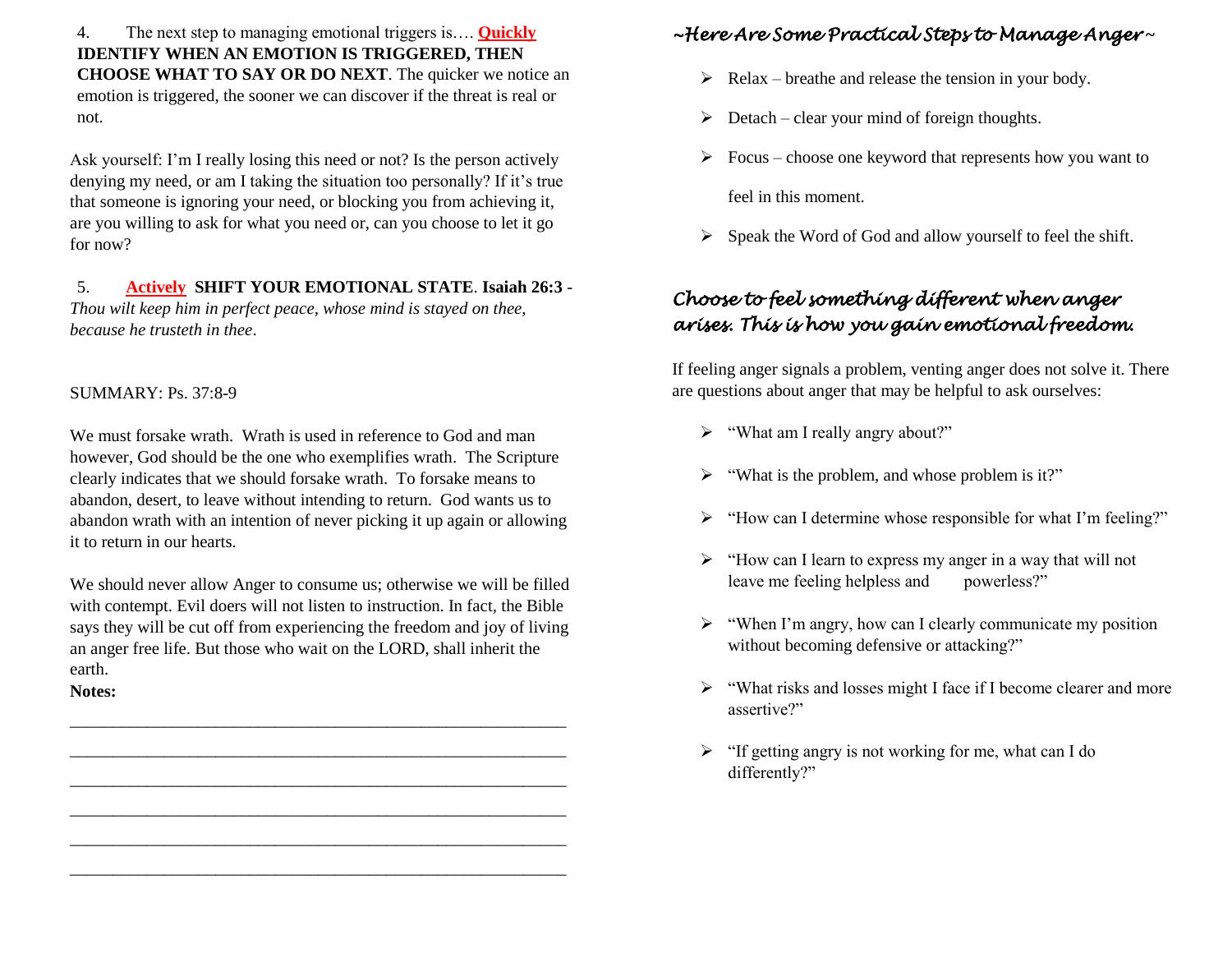4. The next step to managing emotional triggers is…. **Quickly** **IDENTIFY WHEN AN EMOTION IS TRIGGERED, THEN CHOOSE WHAT TO SAY OR DO NEXT**. The quicker we notice an emotion is triggered, the sooner we can discover if the threat is real or not.

Ask yourself: I'm I really losing this need or not? Is the person actively denying my need, or am I taking the situation too personally? If it's true that someone is ignoring your need, or blocking you from achieving it, are you willing to ask for what you need or, can you choose to let it go for now?

5. **Actively** **SHIFT YOUR EMOTIONAL STATE**. **Isaiah 26:3 -** *Thou wilt keep him in perfect peace, whose mind is stayed on thee, because he trusteth in thee*.

SUMMARY: Ps. 37:8-9

We must forsake wrath. Wrath is used in reference to God and man however, God should be the one who exemplifies wrath. The Scripture clearly indicates that we should forsake wrath. To forsake means to abandon, desert, to leave without intending to return. God wants us to abandon wrath with an intention of never picking it up again or allowing it to return in our hearts.

We should never allow Anger to consume us; otherwise we will be filled with contempt. Evil doers will not listen to instruction. In fact, the Bible says they will be cut off from experiencing the freedom and joy of living an anger free life. But those who wait on the LORD, shall inherit the earth.

**Notes:**

______________________________________________________________

______________________________________________________________

______________________________________________________________

______________________________________________________________

______________________________________________________________

______________________________________________________________

## *~Here Are Some Practical Steps to Manage Anger~*

- Relax – breathe and release the tension in your body.
- Detach – clear your mind of foreign thoughts.
- Focus – choose one keyword that represents how you want to feel in this moment.
- Speak the Word of God and allow yourself to feel the shift.

## *Choose to feel something different when anger arises. This is how you gain emotional freedom.*

If feeling anger signals a problem, venting anger does not solve it. There are questions about anger that may be helpful to ask ourselves:

- "What am I really angry about?"
- "What is the problem, and whose problem is it?"
- "How can I determine whose responsible for what I'm feeling?"
- "How can I learn to express my anger in a way that will not leave me feeling helpless and powerless?"
- "When I'm angry, how can I clearly communicate my position without becoming defensive or attacking?"
- "What risks and losses might I face if I become clearer and more assertive?"
- "If getting angry is not working for me, what can I do differently?"